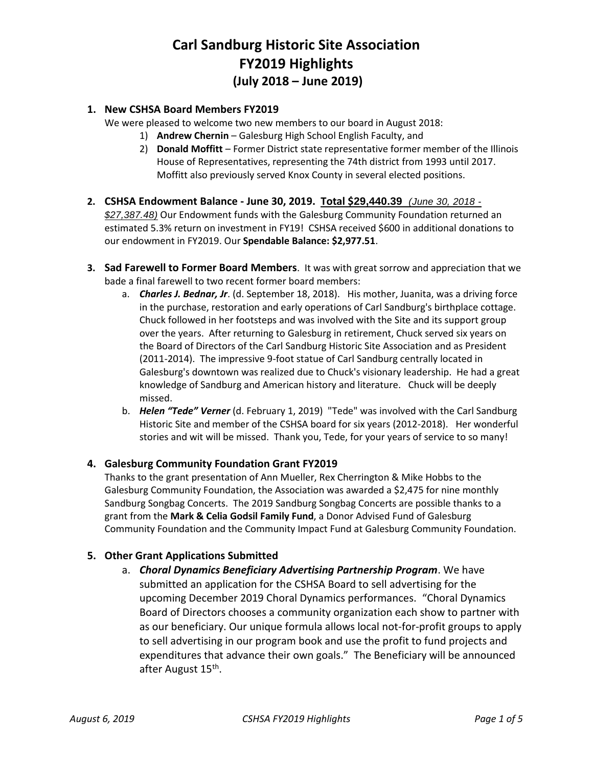# Carl Sandburg Historic Site Association
# FY2019 Highlights
# (July 2018 – June 2019)

1. **New CSHSA Board Members FY2019**

   We were pleased to welcome two new members to our board in August 2018:

   1) **Andrew Chernin** – Galesburg High School English Faculty, and
   2) **Donald Moffitt** – Former District state representative former member of the Illinois House of Representatives, representing the 74th district from 1993 until 2017. Moffitt also previously served Knox County in several elected positions.

2. **CSHSA Endowment Balance - June 30, 2019. <u>Total $29,440.39</u>** *<u>(June 30, 2018 - $27,387.48)</u>* Our Endowment funds with the Galesburg Community Foundation returned an estimated 5.3% return on investment in FY19! CSHSA received $600 in additional donations to our endowment in FY2019. Our **Spendable Balance: $2,977.51**.

3. **Sad Farewell to Former Board Members**. It was with great sorrow and appreciation that we bade a final farewell to two recent former board members:

   a. ***Charles J. Bednar, Jr***. (d. September 18, 2018). His mother, Juanita, was a driving force in the purchase, restoration and early operations of Carl Sandburg's birthplace cottage. Chuck followed in her footsteps and was involved with the Site and its support group over the years. After returning to Galesburg in retirement, Chuck served six years on the Board of Directors of the Carl Sandburg Historic Site Association and as President (2011-2014). The impressive 9-foot statue of Carl Sandburg centrally located in Galesburg's downtown was realized due to Chuck's visionary leadership. He had a great knowledge of Sandburg and American history and literature. Chuck will be deeply missed.

   b. ***Helen "Tede" Verner*** (d. February 1, 2019) "Tede" was involved with the Carl Sandburg Historic Site and member of the CSHSA board for six years (2012-2018). Her wonderful stories and wit will be missed. Thank you, Tede, for your years of service to so many!

4. **Galesburg Community Foundation Grant FY2019**

   Thanks to the grant presentation of Ann Mueller, Rex Cherrington & Mike Hobbs to the Galesburg Community Foundation, the Association was awarded a $2,475 for nine monthly Sandburg Songbag Concerts. The 2019 Sandburg Songbag Concerts are possible thanks to a grant from the **Mark & Celia Godsil Family Fund**, a Donor Advised Fund of Galesburg Community Foundation and the Community Impact Fund at Galesburg Community Foundation.

5. **Other Grant Applications Submitted**

   a. ***Choral Dynamics Beneficiary Advertising Partnership Program***. We have submitted an application for the CSHSA Board to sell advertising for the upcoming December 2019 Choral Dynamics performances. "Choral Dynamics Board of Directors chooses a community organization each show to partner with as our beneficiary. Our unique formula allows local not-for-profit groups to apply to sell advertising in our program book and use the profit to fund projects and expenditures that advance their own goals." The Beneficiary will be announced after August 15th.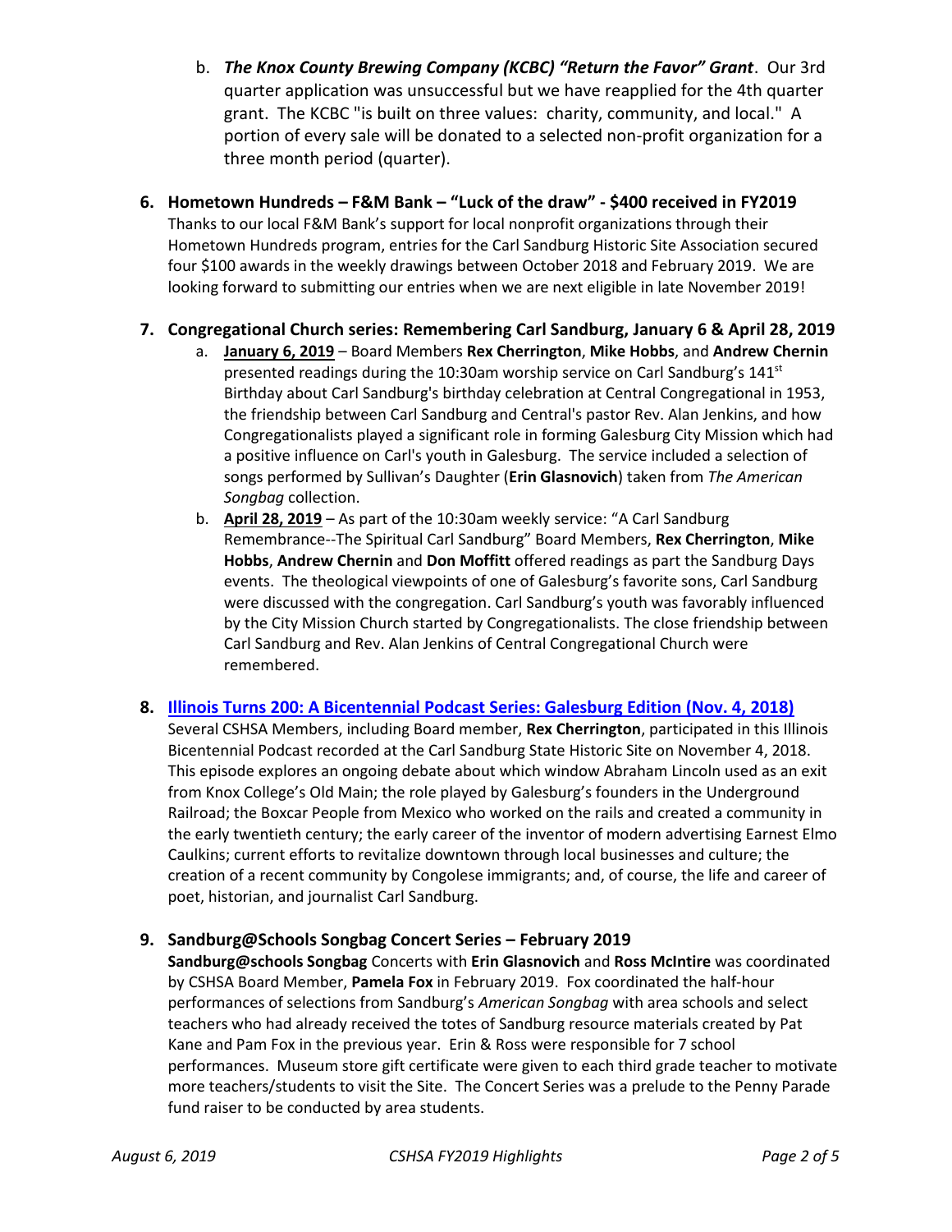b. ***The Knox County Brewing Company (KCBC) "Return the Favor" Grant***. Our 3rd quarter application was unsuccessful but we have reapplied for the 4th quarter grant. The KCBC "is built on three values: charity, community, and local." A portion of every sale will be donated to a selected non-profit organization for a three month period (quarter).

**6. Hometown Hundreds – F&M Bank – "Luck of the draw" - $400 received in FY2019**

Thanks to our local F&M Bank's support for local nonprofit organizations through their Hometown Hundreds program, entries for the Carl Sandburg Historic Site Association secured four $100 awards in the weekly drawings between October 2018 and February 2019. We are looking forward to submitting our entries when we are next eligible in late November 2019!

**7. Congregational Church series: Remembering Carl Sandburg, January 6 & April 28, 2019**

a. **January 6, 2019** – Board Members **Rex Cherrington**, **Mike Hobbs**, and **Andrew Chernin** presented readings during the 10:30am worship service on Carl Sandburg's 141st Birthday about Carl Sandburg's birthday celebration at Central Congregational in 1953, the friendship between Carl Sandburg and Central's pastor Rev. Alan Jenkins, and how Congregationalists played a significant role in forming Galesburg City Mission which had a positive influence on Carl's youth in Galesburg. The service included a selection of songs performed by Sullivan's Daughter (**Erin Glasnovich**) taken from *The American Songbag* collection.

b. **April 28, 2019** – As part of the 10:30am weekly service: "A Carl Sandburg Remembrance--The Spiritual Carl Sandburg" Board Members, **Rex Cherrington**, **Mike Hobbs**, **Andrew Chernin** and **Don Moffitt** offered readings as part the Sandburg Days events. The theological viewpoints of one of Galesburg's favorite sons, Carl Sandburg were discussed with the congregation. Carl Sandburg's youth was favorably influenced by the City Mission Church started by Congregationalists. The close friendship between Carl Sandburg and Rev. Alan Jenkins of Central Congregational Church were remembered.

**8. Illinois Turns 200: A Bicentennial Podcast Series: Galesburg Edition (Nov. 4, 2018)**

Several CSHSA Members, including Board member, **Rex Cherrington**, participated in this Illinois Bicentennial Podcast recorded at the Carl Sandburg State Historic Site on November 4, 2018. This episode explores an ongoing debate about which window Abraham Lincoln used as an exit from Knox College's Old Main; the role played by Galesburg's founders in the Underground Railroad; the Boxcar People from Mexico who worked on the rails and created a community in the early twentieth century; the early career of the inventor of modern advertising Earnest Elmo Caulkins; current efforts to revitalize downtown through local businesses and culture; the creation of a recent community by Congolese immigrants; and, of course, the life and career of poet, historian, and journalist Carl Sandburg.

**9. Sandburg@Schools Songbag Concert Series – February 2019**

**Sandburg@schools Songbag** Concerts with **Erin Glasnovich** and **Ross McIntire** was coordinated by CSHSA Board Member, **Pamela Fox** in February 2019. Fox coordinated the half-hour performances of selections from Sandburg's *American Songbag* with area schools and select teachers who had already received the totes of Sandburg resource materials created by Pat Kane and Pam Fox in the previous year. Erin & Ross were responsible for 7 school performances. Museum store gift certificate were given to each third grade teacher to motivate more teachers/students to visit the Site. The Concert Series was a prelude to the Penny Parade fund raiser to be conducted by area students.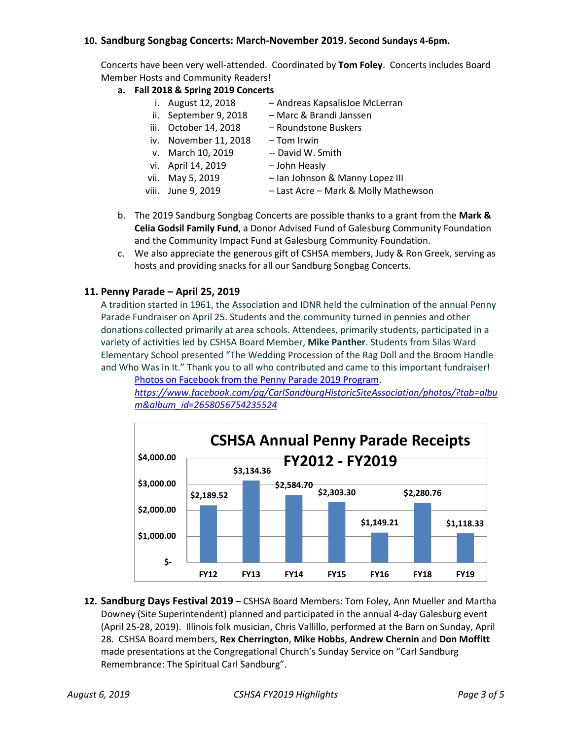## 10. Sandburg Songbag Concerts: March-November 2019. Second Sundays 4-6pm.

Concerts have been very well-attended. Coordinated by **Tom Foley**. Concerts includes Board Member Hosts and Community Readers!

a. **Fall 2018 & Spring 2019 Concerts**
   i. August 12, 2018 – Andreas KapsalisJoe McLerran
   ii. September 9, 2018 – Marc & Brandi Janssen
   iii. October 14, 2018 – Roundstone Buskers
   iv. November 11, 2018 – Tom Irwin
   v. March 10, 2019 -- David W. Smith
   vi. April 14, 2019 – John Heasly
   vii. May 5, 2019 – Ian Johnson & Manny Lopez III
   viii. June 9, 2019 – Last Acre – Mark & Molly Mathewson

b. The 2019 Sandburg Songbag Concerts are possible thanks to a grant from the **Mark & Celia Godsil Family Fund**, a Donor Advised Fund of Galesburg Community Foundation and the Community Impact Fund at Galesburg Community Foundation.

c. We also appreciate the generous gift of CSHSA members, Judy & Ron Greek, serving as hosts and providing snacks for all our Sandburg Songbag Concerts.

## 11. Penny Parade – April 25, 2019

A tradition started in 1961, the Association and IDNR held the culmination of the annual Penny Parade Fundraiser on April 25. Students and the community turned in pennies and other donations collected primarily at area schools. Attendees, primarily students, participated in a variety of activities led by CSHSA Board Member, **Mike Panther**. Students from Silas Ward Elementary School presented "The Wedding Procession of the Rag Doll and the Broom Handle and Who Was in It." Thank you to all who contributed and came to this important fundraiser!

[Photos on Facebook from the Penny Parade 2019 Program](https://www.facebook.com/pg/CarlSandburgHistoricSiteAssociation/photos/?tab=album&album_id=2658056754235524).
*https://www.facebook.com/pg/CarlSandburgHistoricSiteAssociation/photos/?tab=album&album_id=2658056754235524*

**CSHSA Annual Penny Parade Receipts FY2012 - FY2019**

$4,000.00
$3,000.00
$2,000.00
$1,000.00
$-

$2,189.52
$3,134.36
$2,584.70
$2,303.30
$1,149.21
$2,280.76
$1,118.33

FY12 FY13 FY14 FY15 FY16 FY18 FY19

## 12. Sandburg Days Festival 2019

– CSHSA Board Members: Tom Foley, Ann Mueller and Martha Downey (Site Superintendent) planned and participated in the annual 4-day Galesburg event (April 25-28, 2019). Illinois folk musician, Chris Vallillo, performed at the Barn on Sunday, April 28. CSHSA Board members, **Rex Cherrington**, **Mike Hobbs**, **Andrew Chernin** and **Don Moffitt** made presentations at the Congregational Church's Sunday Service on "Carl Sandburg Remembrance: The Spiritual Carl Sandburg".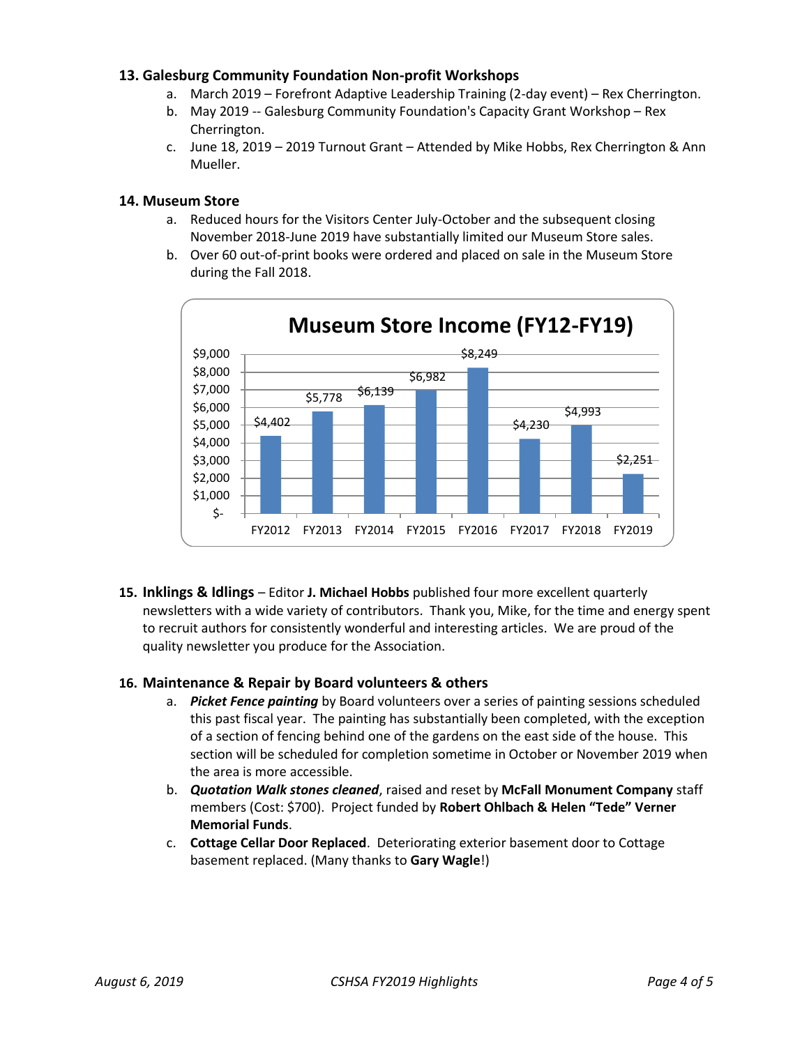### 13. Galesburg Community Foundation Non-profit Workshops

a. March 2019 – Forefront Adaptive Leadership Training (2-day event) – Rex Cherrington.
b. May 2019 -- Galesburg Community Foundation's Capacity Grant Workshop – Rex Cherrington.
c. June 18, 2019 – 2019 Turnout Grant – Attended by Mike Hobbs, Rex Cherrington & Ann Mueller.

### 14. Museum Store

a. Reduced hours for the Visitors Center July-October and the subsequent closing November 2018-June 2019 have substantially limited our Museum Store sales.
b. Over 60 out-of-print books were ordered and placed on sale in the Museum Store during the Fall 2018.

Museum Store Income (FY12-FY19)

$9,000
$8,000
$7,000
$6,000
$5,000
$4,000
$3,000
$2,000
$1,000
$-

$4,402
$5,778
$6,139
$6,982
$8,249
$4,230
$4,993
$2,251

FY2012 FY2013 FY2014 FY2015 FY2016 FY2017 FY2018 FY2019

### 15. Inklings & Idlings

– Editor **J. Michael Hobbs** published four more excellent quarterly newsletters with a wide variety of contributors. Thank you, Mike, for the time and energy spent to recruit authors for consistently wonderful and interesting articles. We are proud of the quality newsletter you produce for the Association.

### 16. Maintenance & Repair by Board volunteers & others

a. ***Picket Fence painting*** by Board volunteers over a series of painting sessions scheduled this past fiscal year. The painting has substantially been completed, with the exception of a section of fencing behind one of the gardens on the east side of the house. This section will be scheduled for completion sometime in October or November 2019 when the area is more accessible.
b. ***Quotation Walk stones cleaned***, raised and reset by **McFall Monument Company** staff members (Cost: $700). Project funded by **Robert Ohlbach & Helen "Tede" Verner Memorial Funds**.
c. **Cottage Cellar Door Replaced**. Deteriorating exterior basement door to Cottage basement replaced. (Many thanks to **Gary Wagle**!)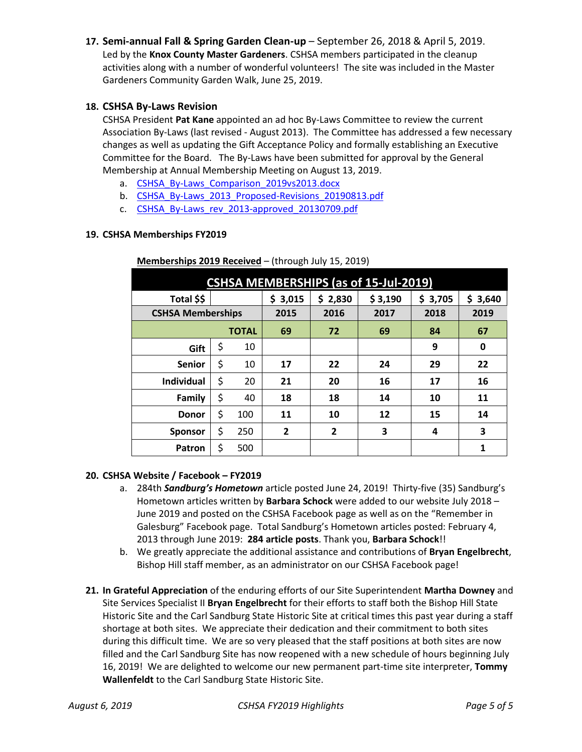17. **Semi-annual Fall & Spring Garden Clean-up** – September 26, 2018 & April 5, 2019. Led by the **Knox County Master Gardeners**. CSHSA members participated in the cleanup activities along with a number of wonderful volunteers! The site was included in the Master Gardeners Community Garden Walk, June 25, 2019.

18. **CSHSA By-Laws Revision**
CSHSA President **Pat Kane** appointed an ad hoc By-Laws Committee to review the current Association By-Laws (last revised - August 2013). The Committee has addressed a few necessary changes as well as updating the Gift Acceptance Policy and formally establishing an Executive Committee for the Board. The By-Laws have been submitted for approval by the General Membership at Annual Membership Meeting on August 13, 2019.
    a. CSHSA_By-Laws_Comparison_2019vs2013.docx
    b. CSHSA_By-Laws_2013_Proposed-Revisions_20190813.pdf
    c. CSHSA_By-Laws_rev_2013-approved_20130709.pdf

19. **CSHSA Memberships FY2019**

**Memberships 2019 Received** – (through July 15, 2019)

| CSHSA MEMBERSHIPS (as of 15-Jul-2019) | | | | | | |
|---|---|---|---|---|---|---|
| **Total $$** | | **$ 3,015** | **$ 2,830** | **$ 3,190** | **$ 3,705** | **$ 3,640** |
| **CSHSA Memberships** | | **2015** | **2016** | **2017** | **2018** | **2019** |
| | **TOTAL** | **69** | **72** | **69** | **84** | **67** |
| **Gift** | $ 10 | | | | **9** | **0** |
| **Senior** | $ 10 | **17** | **22** | **24** | **29** | **22** |
| **Individual** | $ 20 | **21** | **20** | **16** | **17** | **16** |
| **Family** | $ 40 | **18** | **18** | **14** | **10** | **11** |
| **Donor** | $ 100 | **11** | **10** | **12** | **15** | **14** |
| **Sponsor** | $ 250 | **2** | **2** | **3** | **4** | **3** |
| **Patron** | $ 500 | | | | | **1** |

20. **CSHSA Website / Facebook – FY2019**
    a. 284th ***Sandburg's Hometown*** article posted June 24, 2019! Thirty-five (35) Sandburg's Hometown articles written by **Barbara Schock** were added to our website July 2018 – June 2019 and posted on the CSHSA Facebook page as well as on the "Remember in Galesburg" Facebook page. Total Sandburg's Hometown articles posted: February 4, 2013 through June 2019: **284 article posts**. Thank you, **Barbara Schock**!!
    b. We greatly appreciate the additional assistance and contributions of **Bryan Engelbrecht**, Bishop Hill staff member, as an administrator on our CSHSA Facebook page!

21. **In Grateful Appreciation** of the enduring efforts of our Site Superintendent **Martha Downey** and Site Services Specialist II **Bryan Engelbrecht** for their efforts to staff both the Bishop Hill State Historic Site and the Carl Sandburg State Historic Site at critical times this past year during a staff shortage at both sites. We appreciate their dedication and their commitment to both sites during this difficult time. We are so very pleased that the staff positions at both sites are now filled and the Carl Sandburg Site has now reopened with a new schedule of hours beginning July 16, 2019! We are delighted to welcome our new permanent part-time site interpreter, **Tommy Wallenfeldt** to the Carl Sandburg State Historic Site.